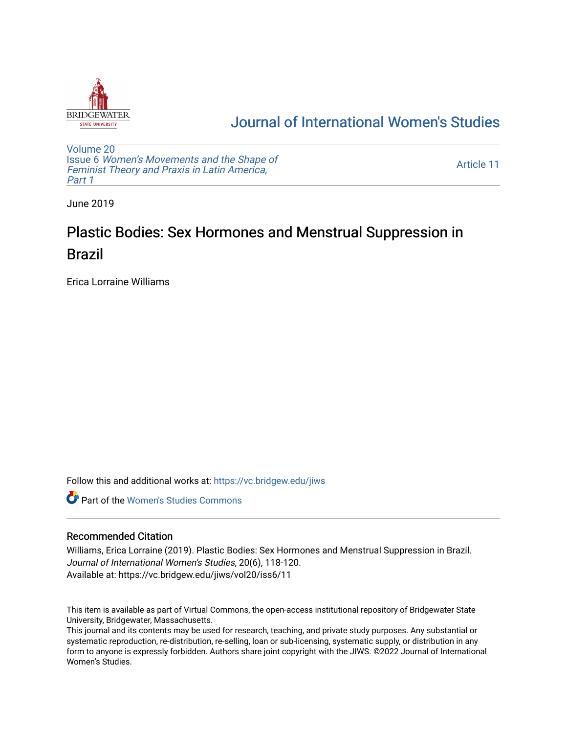# Journal of International Women's Studies

Volume 20
Issue 6 *Women's Movements and the Shape of Feminist Theory and Praxis in Latin America, Part 1*

Article 11

June 2019

# Plastic Bodies: Sex Hormones and Menstrual Suppression in Brazil

Erica Lorraine Williams

Follow this and additional works at: https://vc.bridgew.edu/jiws

Part of the Women's Studies Commons

## Recommended Citation

Williams, Erica Lorraine (2019). Plastic Bodies: Sex Hormones and Menstrual Suppression in Brazil. *Journal of International Women's Studies*, 20(6), 118-120.
Available at: https://vc.bridgew.edu/jiws/vol20/iss6/11

This item is available as part of Virtual Commons, the open-access institutional repository of Bridgewater State University, Bridgewater, Massachusetts.
This journal and its contents may be used for research, teaching, and private study purposes. Any substantial or systematic reproduction, re-distribution, re-selling, loan or sub-licensing, systematic supply, or distribution in any form to anyone is expressly forbidden. Authors share joint copyright with the JIWS. ©2022 Journal of International Women's Studies.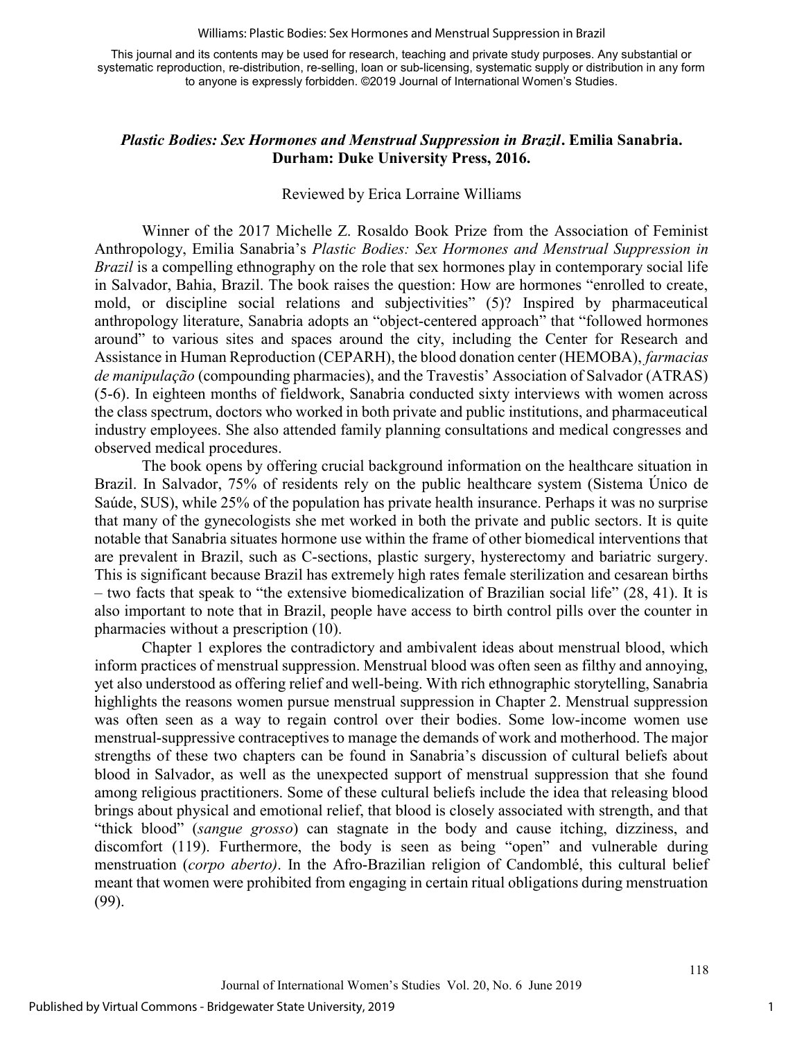## *Plastic Bodies: Sex Hormones and Menstrual Suppression in Brazil*. Emilia Sanabria. Durham: Duke University Press, 2016.

Reviewed by Erica Lorraine Williams

Winner of the 2017 Michelle Z. Rosaldo Book Prize from the Association of Feminist Anthropology, Emilia Sanabria's *Plastic Bodies: Sex Hormones and Menstrual Suppression in Brazil* is a compelling ethnography on the role that sex hormones play in contemporary social life in Salvador, Bahia, Brazil. The book raises the question: How are hormones "enrolled to create, mold, or discipline social relations and subjectivities" (5)? Inspired by pharmaceutical anthropology literature, Sanabria adopts an "object-centered approach" that "followed hormones around" to various sites and spaces around the city, including the Center for Research and Assistance in Human Reproduction (CEPARH), the blood donation center (HEMOBA), *farmacias de manipulação* (compounding pharmacies), and the Travestis' Association of Salvador (ATRAS) (5-6). In eighteen months of fieldwork, Sanabria conducted sixty interviews with women across the class spectrum, doctors who worked in both private and public institutions, and pharmaceutical industry employees. She also attended family planning consultations and medical congresses and observed medical procedures.

The book opens by offering crucial background information on the healthcare situation in Brazil. In Salvador, 75% of residents rely on the public healthcare system (Sistema Único de Saúde, SUS), while 25% of the population has private health insurance. Perhaps it was no surprise that many of the gynecologists she met worked in both the private and public sectors. It is quite notable that Sanabria situates hormone use within the frame of other biomedical interventions that are prevalent in Brazil, such as C-sections, plastic surgery, hysterectomy and bariatric surgery. This is significant because Brazil has extremely high rates female sterilization and cesarean births – two facts that speak to "the extensive biomedicalization of Brazilian social life" (28, 41). It is also important to note that in Brazil, people have access to birth control pills over the counter in pharmacies without a prescription (10).

Chapter 1 explores the contradictory and ambivalent ideas about menstrual blood, which inform practices of menstrual suppression. Menstrual blood was often seen as filthy and annoying, yet also understood as offering relief and well-being. With rich ethnographic storytelling, Sanabria highlights the reasons women pursue menstrual suppression in Chapter 2. Menstrual suppression was often seen as a way to regain control over their bodies. Some low-income women use menstrual-suppressive contraceptives to manage the demands of work and motherhood. The major strengths of these two chapters can be found in Sanabria's discussion of cultural beliefs about blood in Salvador, as well as the unexpected support of menstrual suppression that she found among religious practitioners. Some of these cultural beliefs include the idea that releasing blood brings about physical and emotional relief, that blood is closely associated with strength, and that "thick blood" (*sangue grosso*) can stagnate in the body and cause itching, dizziness, and discomfort (119). Furthermore, the body is seen as being "open" and vulnerable during menstruation (*corpo aberto)*. In the Afro-Brazilian religion of Candomblé, this cultural belief meant that women were prohibited from engaging in certain ritual obligations during menstruation (99).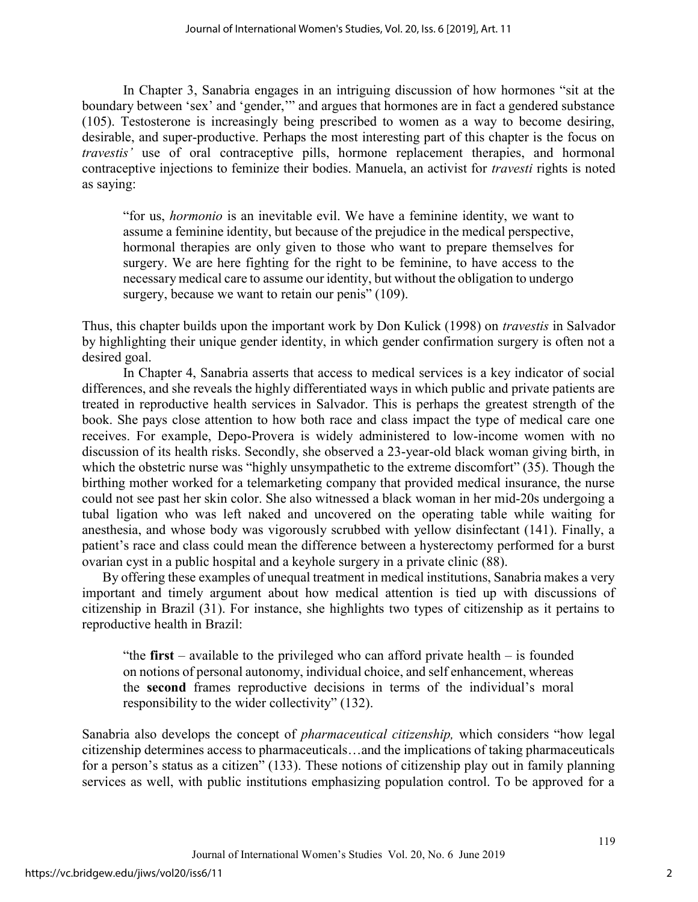In Chapter 3, Sanabria engages in an intriguing discussion of how hormones "sit at the boundary between 'sex' and 'gender,'" and argues that hormones are in fact a gendered substance (105). Testosterone is increasingly being prescribed to women as a way to become desiring, desirable, and super-productive. Perhaps the most interesting part of this chapter is the focus on *travestis'* use of oral contraceptive pills, hormone replacement therapies, and hormonal contraceptive injections to feminize their bodies. Manuela, an activist for *travesti* rights is noted as saying:

> "for us, *hormonio* is an inevitable evil. We have a feminine identity, we want to assume a feminine identity, but because of the prejudice in the medical perspective, hormonal therapies are only given to those who want to prepare themselves for surgery. We are here fighting for the right to be feminine, to have access to the necessary medical care to assume our identity, but without the obligation to undergo surgery, because we want to retain our penis" (109).

Thus, this chapter builds upon the important work by Don Kulick (1998) on *travestis* in Salvador by highlighting their unique gender identity, in which gender confirmation surgery is often not a desired goal.

In Chapter 4, Sanabria asserts that access to medical services is a key indicator of social differences, and she reveals the highly differentiated ways in which public and private patients are treated in reproductive health services in Salvador. This is perhaps the greatest strength of the book. She pays close attention to how both race and class impact the type of medical care one receives. For example, Depo-Provera is widely administered to low-income women with no discussion of its health risks. Secondly, she observed a 23-year-old black woman giving birth, in which the obstetric nurse was "highly unsympathetic to the extreme discomfort" (35). Though the birthing mother worked for a telemarketing company that provided medical insurance, the nurse could not see past her skin color. She also witnessed a black woman in her mid-20s undergoing a tubal ligation who was left naked and uncovered on the operating table while waiting for anesthesia, and whose body was vigorously scrubbed with yellow disinfectant (141). Finally, a patient's race and class could mean the difference between a hysterectomy performed for a burst ovarian cyst in a public hospital and a keyhole surgery in a private clinic (88).

By offering these examples of unequal treatment in medical institutions, Sanabria makes a very important and timely argument about how medical attention is tied up with discussions of citizenship in Brazil (31). For instance, she highlights two types of citizenship as it pertains to reproductive health in Brazil:

> "the **first** – available to the privileged who can afford private health – is founded on notions of personal autonomy, individual choice, and self enhancement, whereas the **second** frames reproductive decisions in terms of the individual's moral responsibility to the wider collectivity" (132).

Sanabria also develops the concept of *pharmaceutical citizenship,* which considers "how legal citizenship determines access to pharmaceuticals…and the implications of taking pharmaceuticals for a person's status as a citizen" (133). These notions of citizenship play out in family planning services as well, with public institutions emphasizing population control. To be approved for a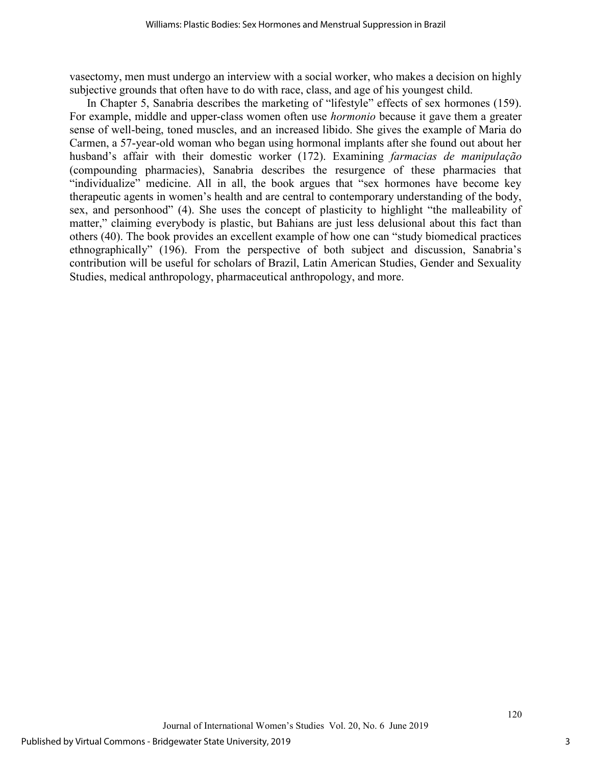vasectomy, men must undergo an interview with a social worker, who makes a decision on highly subjective grounds that often have to do with race, class, and age of his youngest child.

In Chapter 5, Sanabria describes the marketing of "lifestyle" effects of sex hormones (159). For example, middle and upper-class women often use *hormonio* because it gave them a greater sense of well-being, toned muscles, and an increased libido. She gives the example of Maria do Carmen, a 57-year-old woman who began using hormonal implants after she found out about her husband's affair with their domestic worker (172). Examining *farmacias de manipulação* (compounding pharmacies), Sanabria describes the resurgence of these pharmacies that "individualize" medicine. All in all, the book argues that "sex hormones have become key therapeutic agents in women's health and are central to contemporary understanding of the body, sex, and personhood" (4). She uses the concept of plasticity to highlight "the malleability of matter," claiming everybody is plastic, but Bahians are just less delusional about this fact than others (40). The book provides an excellent example of how one can "study biomedical practices ethnographically" (196). From the perspective of both subject and discussion, Sanabria's contribution will be useful for scholars of Brazil, Latin American Studies, Gender and Sexuality Studies, medical anthropology, pharmaceutical anthropology, and more.